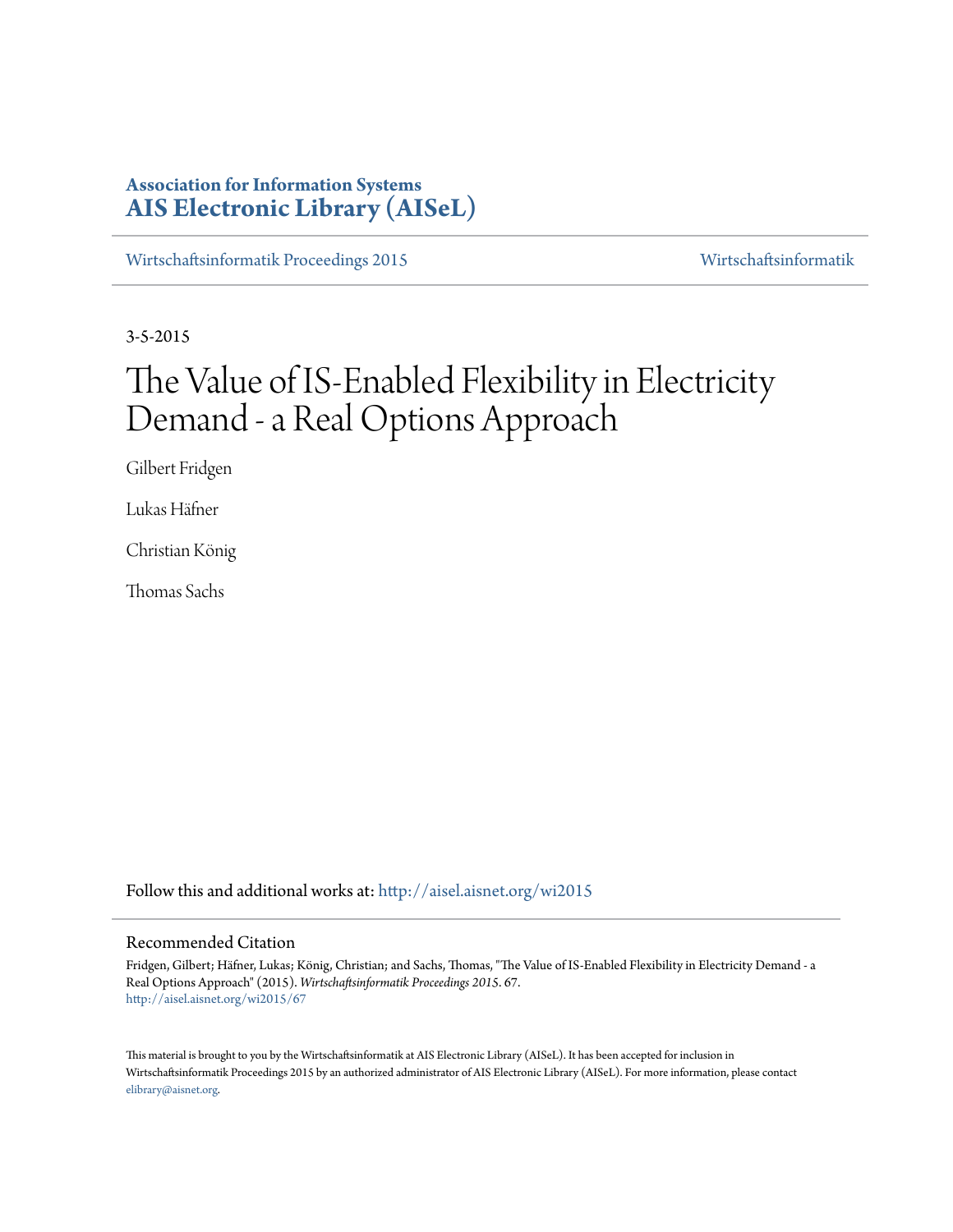**Association for Information Systems**
**AIS Electronic Library (AISeL)**

Wirtschaftsinformatik Proceedings 2015 | Wirtschaftsinformatik

3-5-2015

# The Value of IS-Enabled Flexibility in Electricity Demand - a Real Options Approach

Gilbert Fridgen

Lukas Häfner

Christian König

Thomas Sachs

Follow this and additional works at: http://aisel.aisnet.org/wi2015

## Recommended Citation

Fridgen, Gilbert; Häfner, Lukas; König, Christian; and Sachs, Thomas, "The Value of IS-Enabled Flexibility in Electricity Demand - a Real Options Approach" (2015). *Wirtschaftsinformatik Proceedings 2015*. 67.
http://aisel.aisnet.org/wi2015/67

This material is brought to you by the Wirtschaftsinformatik at AIS Electronic Library (AISeL). It has been accepted for inclusion in Wirtschaftsinformatik Proceedings 2015 by an authorized administrator of AIS Electronic Library (AISeL). For more information, please contact elibrary@aisnet.org.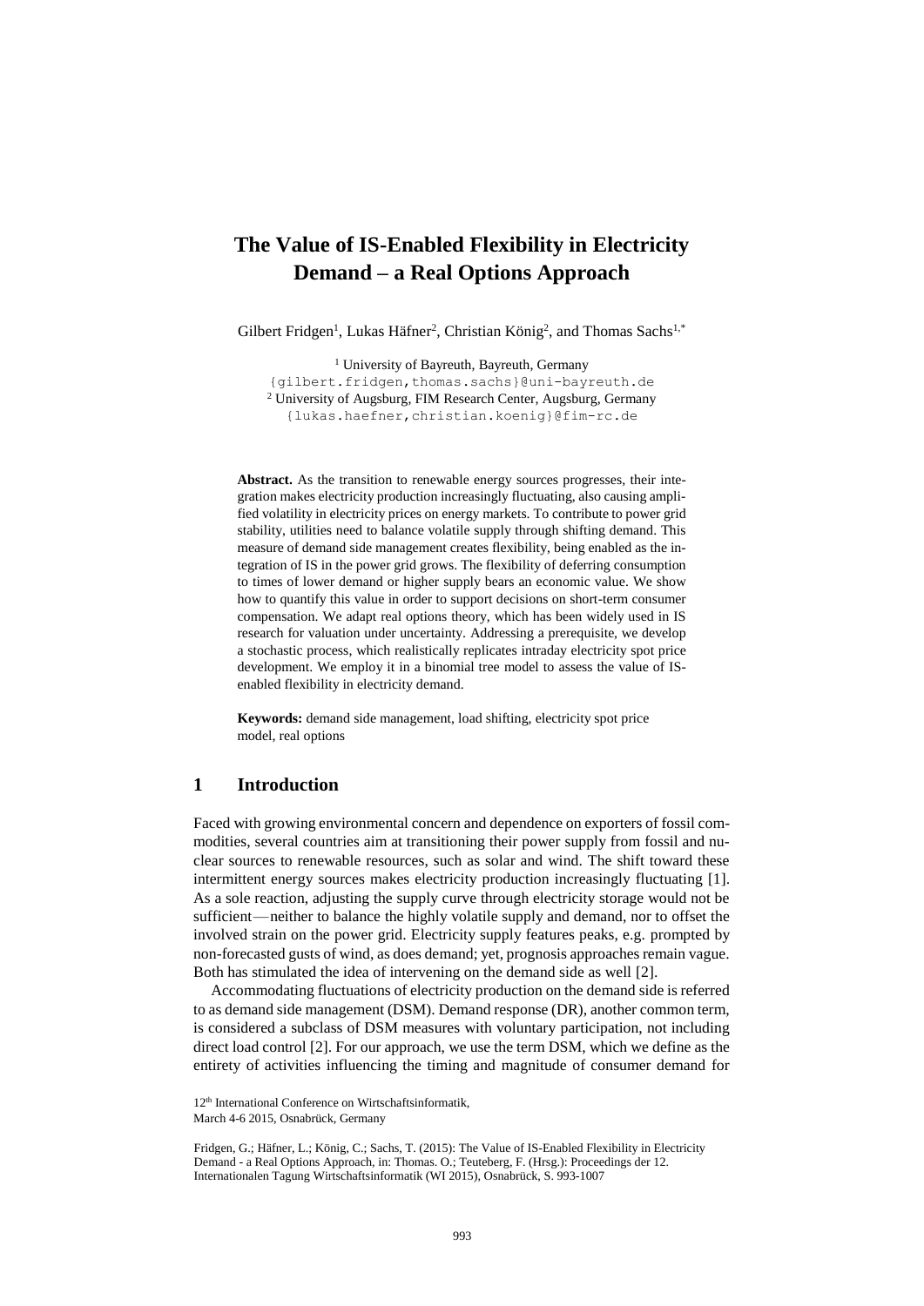# The Value of IS-Enabled Flexibility in Electricity Demand – a Real Options Approach

Gilbert Fridgen[1], Lukas Häfner[2], Christian König[2], and Thomas Sachs[1,*]

[1] University of Bayreuth, Bayreuth, Germany
{gilbert.fridgen,thomas.sachs}@uni-bayreuth.de
[2] University of Augsburg, FIM Research Center, Augsburg, Germany
{lukas.haefner,christian.koenig}@fim-rc.de

**Abstract.** As the transition to renewable energy sources progresses, their integration makes electricity production increasingly fluctuating, also causing amplified volatility in electricity prices on energy markets. To contribute to power grid stability, utilities need to balance volatile supply through shifting demand. This measure of demand side management creates flexibility, being enabled as the integration of IS in the power grid grows. The flexibility of deferring consumption to times of lower demand or higher supply bears an economic value. We show how to quantify this value in order to support decisions on short-term consumer compensation. We adapt real options theory, which has been widely used in IS research for valuation under uncertainty. Addressing a prerequisite, we develop a stochastic process, which realistically replicates intraday electricity spot price development. We employ it in a binomial tree model to assess the value of IS-enabled flexibility in electricity demand.

**Keywords:** demand side management, load shifting, electricity spot price model, real options

## 1 Introduction

Faced with growing environmental concern and dependence on exporters of fossil commodities, several countries aim at transitioning their power supply from fossil and nuclear sources to renewable resources, such as solar and wind. The shift toward these intermittent energy sources makes electricity production increasingly fluctuating [1]. As a sole reaction, adjusting the supply curve through electricity storage would not be sufficient — neither to balance the highly volatile supply and demand, nor to offset the involved strain on the power grid. Electricity supply features peaks, e.g. prompted by non-forecasted gusts of wind, as does demand; yet, prognosis approaches remain vague. Both has stimulated the idea of intervening on the demand side as well [2].

Accommodating fluctuations of electricity production on the demand side is referred to as demand side management (DSM). Demand response (DR), another common term, is considered a subclass of DSM measures with voluntary participation, not including direct load control [2]. For our approach, we use the term DSM, which we define as the entirety of activities influencing the timing and magnitude of consumer demand for

12th International Conference on Wirtschaftsinformatik,
March 4-6 2015, Osnabrück, Germany

Fridgen, G.; Häfner, L.; König, C.; Sachs, T. (2015): The Value of IS-Enabled Flexibility in Electricity Demand - a Real Options Approach, in: Thomas. O.; Teuteberg, F. (Hrsg.): Proceedings der 12. Internationalen Tagung Wirtschaftsinformatik (WI 2015), Osnabrück, S. 993-1007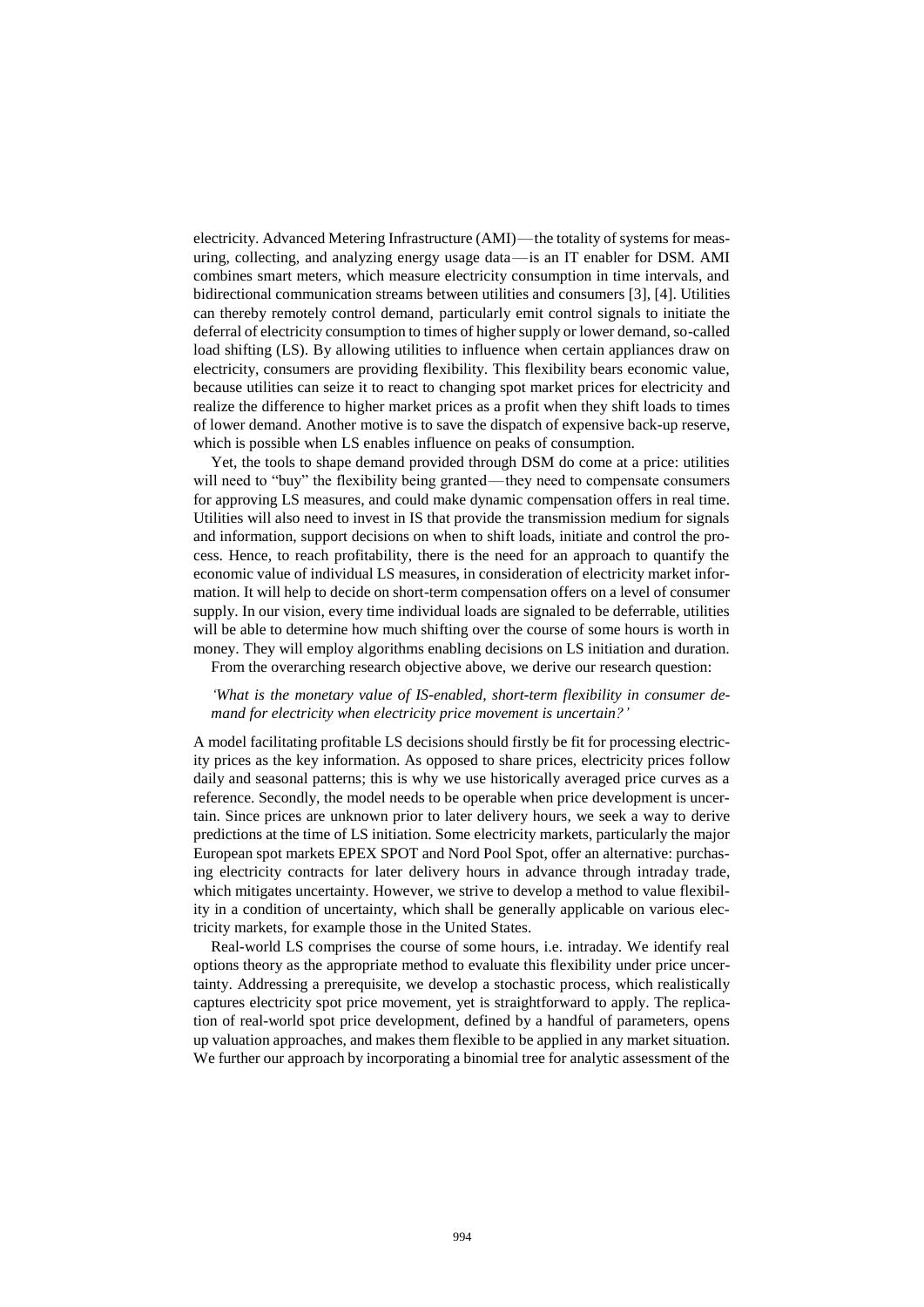electricity. Advanced Metering Infrastructure (AMI) — the totality of systems for measuring, collecting, and analyzing energy usage data — is an IT enabler for DSM. AMI combines smart meters, which measure electricity consumption in time intervals, and bidirectional communication streams between utilities and consumers [3], [4]. Utilities can thereby remotely control demand, particularly emit control signals to initiate the deferral of electricity consumption to times of higher supply or lower demand, so-called load shifting (LS). By allowing utilities to influence when certain appliances draw on electricity, consumers are providing flexibility. This flexibility bears economic value, because utilities can seize it to react to changing spot market prices for electricity and realize the difference to higher market prices as a profit when they shift loads to times of lower demand. Another motive is to save the dispatch of expensive back-up reserve, which is possible when LS enables influence on peaks of consumption.

Yet, the tools to shape demand provided through DSM do come at a price: utilities will need to "buy" the flexibility being granted — they need to compensate consumers for approving LS measures, and could make dynamic compensation offers in real time. Utilities will also need to invest in IS that provide the transmission medium for signals and information, support decisions on when to shift loads, initiate and control the process. Hence, to reach profitability, there is the need for an approach to quantify the economic value of individual LS measures, in consideration of electricity market information. It will help to decide on short-term compensation offers on a level of consumer supply. In our vision, every time individual loads are signaled to be deferrable, utilities will be able to determine how much shifting over the course of some hours is worth in money. They will employ algorithms enabling decisions on LS initiation and duration.

From the overarching research objective above, we derive our research question:

*'What is the monetary value of IS-enabled, short-term flexibility in consumer demand for electricity when electricity price movement is uncertain?'*

A model facilitating profitable LS decisions should firstly be fit for processing electricity prices as the key information. As opposed to share prices, electricity prices follow daily and seasonal patterns; this is why we use historically averaged price curves as a reference. Secondly, the model needs to be operable when price development is uncertain. Since prices are unknown prior to later delivery hours, we seek a way to derive predictions at the time of LS initiation. Some electricity markets, particularly the major European spot markets EPEX SPOT and Nord Pool Spot, offer an alternative: purchasing electricity contracts for later delivery hours in advance through intraday trade, which mitigates uncertainty. However, we strive to develop a method to value flexibility in a condition of uncertainty, which shall be generally applicable on various electricity markets, for example those in the United States.

Real-world LS comprises the course of some hours, i.e. intraday. We identify real options theory as the appropriate method to evaluate this flexibility under price uncertainty. Addressing a prerequisite, we develop a stochastic process, which realistically captures electricity spot price movement, yet is straightforward to apply. The replication of real-world spot price development, defined by a handful of parameters, opens up valuation approaches, and makes them flexible to be applied in any market situation. We further our approach by incorporating a binomial tree for analytic assessment of the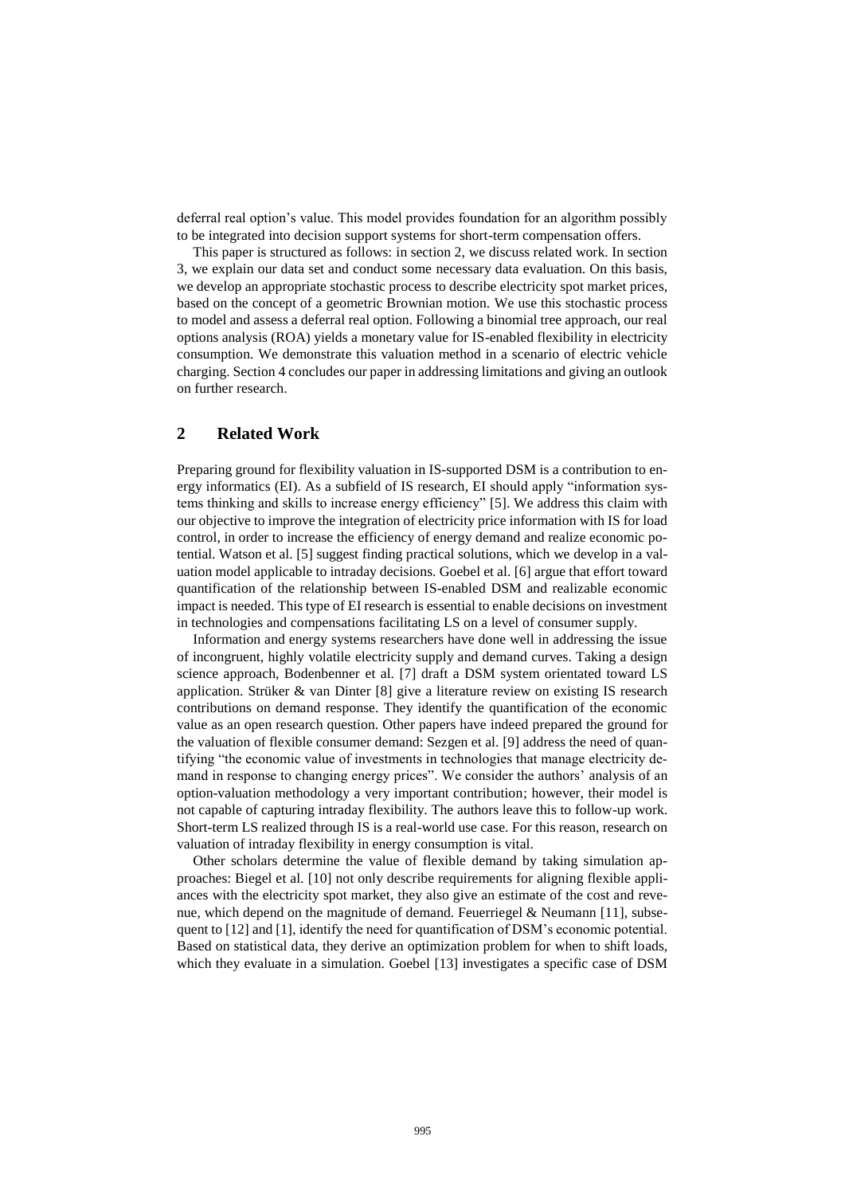deferral real option's value. This model provides foundation for an algorithm possibly to be integrated into decision support systems for short-term compensation offers.

This paper is structured as follows: in section 2, we discuss related work. In section 3, we explain our data set and conduct some necessary data evaluation. On this basis, we develop an appropriate stochastic process to describe electricity spot market prices, based on the concept of a geometric Brownian motion. We use this stochastic process to model and assess a deferral real option. Following a binomial tree approach, our real options analysis (ROA) yields a monetary value for IS-enabled flexibility in electricity consumption. We demonstrate this valuation method in a scenario of electric vehicle charging. Section 4 concludes our paper in addressing limitations and giving an outlook on further research.

## 2 Related Work

Preparing ground for flexibility valuation in IS-supported DSM is a contribution to energy informatics (EI). As a subfield of IS research, EI should apply "information systems thinking and skills to increase energy efficiency" [5]. We address this claim with our objective to improve the integration of electricity price information with IS for load control, in order to increase the efficiency of energy demand and realize economic potential. Watson et al. [5] suggest finding practical solutions, which we develop in a valuation model applicable to intraday decisions. Goebel et al. [6] argue that effort toward quantification of the relationship between IS-enabled DSM and realizable economic impact is needed. This type of EI research is essential to enable decisions on investment in technologies and compensations facilitating LS on a level of consumer supply.

Information and energy systems researchers have done well in addressing the issue of incongruent, highly volatile electricity supply and demand curves. Taking a design science approach, Bodenbenner et al. [7] draft a DSM system orientated toward LS application. Strüker & van Dinter [8] give a literature review on existing IS research contributions on demand response. They identify the quantification of the economic value as an open research question. Other papers have indeed prepared the ground for the valuation of flexible consumer demand: Sezgen et al. [9] address the need of quantifying "the economic value of investments in technologies that manage electricity demand in response to changing energy prices". We consider the authors' analysis of an option-valuation methodology a very important contribution; however, their model is not capable of capturing intraday flexibility. The authors leave this to follow-up work. Short-term LS realized through IS is a real-world use case. For this reason, research on valuation of intraday flexibility in energy consumption is vital.

Other scholars determine the value of flexible demand by taking simulation approaches: Biegel et al. [10] not only describe requirements for aligning flexible appliances with the electricity spot market, they also give an estimate of the cost and revenue, which depend on the magnitude of demand. Feuerriegel & Neumann [11], subsequent to [12] and [1], identify the need for quantification of DSM's economic potential. Based on statistical data, they derive an optimization problem for when to shift loads, which they evaluate in a simulation. Goebel [13] investigates a specific case of DSM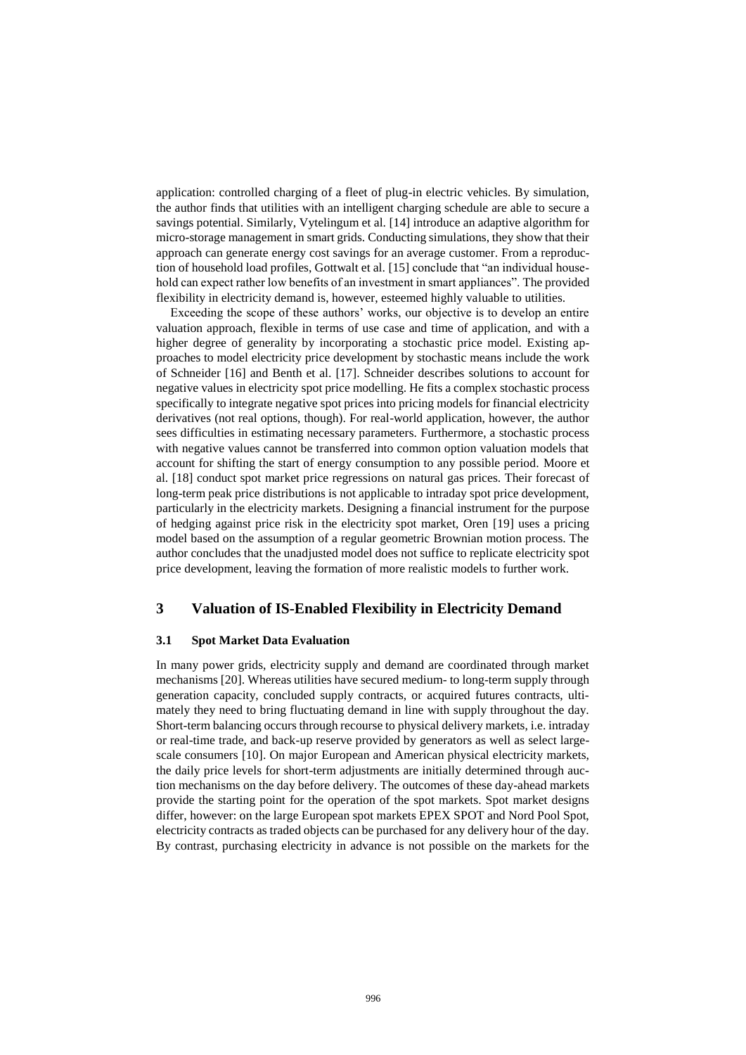application: controlled charging of a fleet of plug-in electric vehicles. By simulation, the author finds that utilities with an intelligent charging schedule are able to secure a savings potential. Similarly, Vytelingum et al. [14] introduce an adaptive algorithm for micro-storage management in smart grids. Conducting simulations, they show that their approach can generate energy cost savings for an average customer. From a reproduction of household load profiles, Gottwalt et al. [15] conclude that "an individual household can expect rather low benefits of an investment in smart appliances". The provided flexibility in electricity demand is, however, esteemed highly valuable to utilities.

Exceeding the scope of these authors' works, our objective is to develop an entire valuation approach, flexible in terms of use case and time of application, and with a higher degree of generality by incorporating a stochastic price model. Existing approaches to model electricity price development by stochastic means include the work of Schneider [16] and Benth et al. [17]. Schneider describes solutions to account for negative values in electricity spot price modelling. He fits a complex stochastic process specifically to integrate negative spot prices into pricing models for financial electricity derivatives (not real options, though). For real-world application, however, the author sees difficulties in estimating necessary parameters. Furthermore, a stochastic process with negative values cannot be transferred into common option valuation models that account for shifting the start of energy consumption to any possible period. Moore et al. [18] conduct spot market price regressions on natural gas prices. Their forecast of long-term peak price distributions is not applicable to intraday spot price development, particularly in the electricity markets. Designing a financial instrument for the purpose of hedging against price risk in the electricity spot market, Oren [19] uses a pricing model based on the assumption of a regular geometric Brownian motion process. The author concludes that the unadjusted model does not suffice to replicate electricity spot price development, leaving the formation of more realistic models to further work.

## 3 Valuation of IS-Enabled Flexibility in Electricity Demand

### 3.1 Spot Market Data Evaluation

In many power grids, electricity supply and demand are coordinated through market mechanisms [20]. Whereas utilities have secured medium- to long-term supply through generation capacity, concluded supply contracts, or acquired futures contracts, ultimately they need to bring fluctuating demand in line with supply throughout the day. Short-term balancing occurs through recourse to physical delivery markets, i.e. intraday or real-time trade, and back-up reserve provided by generators as well as select large-scale consumers [10]. On major European and American physical electricity markets, the daily price levels for short-term adjustments are initially determined through auction mechanisms on the day before delivery. The outcomes of these day-ahead markets provide the starting point for the operation of the spot markets. Spot market designs differ, however: on the large European spot markets EPEX SPOT and Nord Pool Spot, electricity contracts as traded objects can be purchased for any delivery hour of the day. By contrast, purchasing electricity in advance is not possible on the markets for the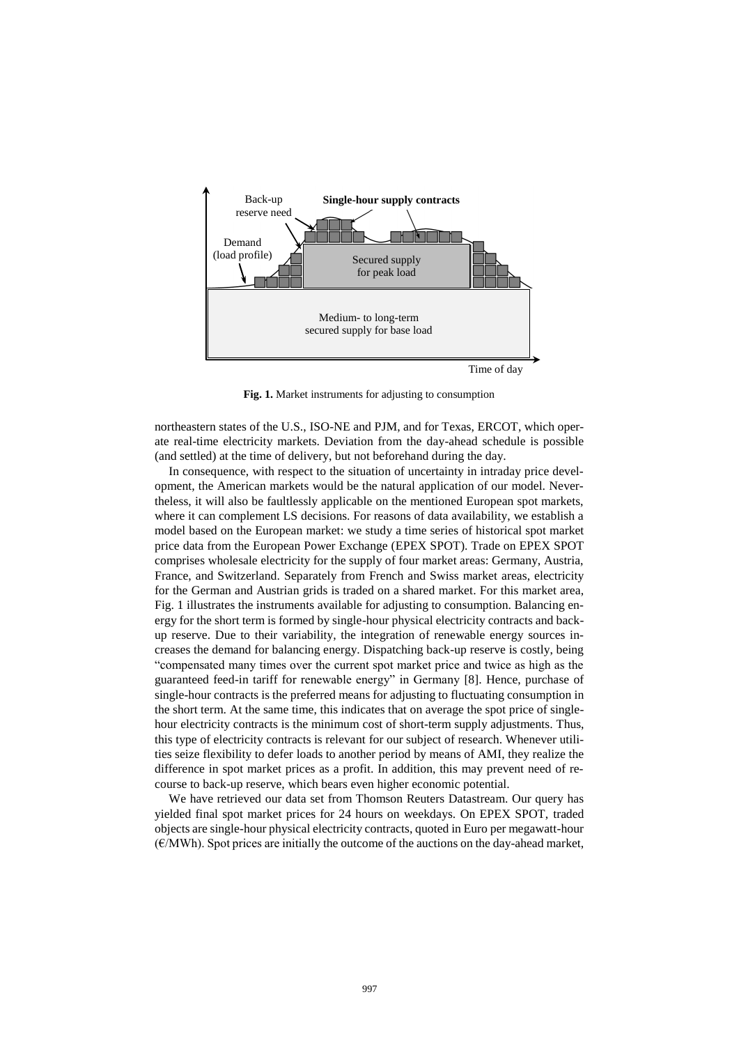**Fig. 1.** Market instruments for adjusting to consumption

northeastern states of the U.S., ISO-NE and PJM, and for Texas, ERCOT, which operate real-time electricity markets. Deviation from the day-ahead schedule is possible (and settled) at the time of delivery, but not beforehand during the day.

In consequence, with respect to the situation of uncertainty in intraday price development, the American markets would be the natural application of our model. Nevertheless, it will also be faultlessly applicable on the mentioned European spot markets, where it can complement LS decisions. For reasons of data availability, we establish a model based on the European market: we study a time series of historical spot market price data from the European Power Exchange (EPEX SPOT). Trade on EPEX SPOT comprises wholesale electricity for the supply of four market areas: Germany, Austria, France, and Switzerland. Separately from French and Swiss market areas, electricity for the German and Austrian grids is traded on a shared market. For this market area, Fig. 1 illustrates the instruments available for adjusting to consumption. Balancing energy for the short term is formed by single-hour physical electricity contracts and back-up reserve. Due to their variability, the integration of renewable energy sources increases the demand for balancing energy. Dispatching back-up reserve is costly, being "compensated many times over the current spot market price and twice as high as the guaranteed feed-in tariff for renewable energy" in Germany [8]. Hence, purchase of single-hour contracts is the preferred means for adjusting to fluctuating consumption in the short term. At the same time, this indicates that on average the spot price of single-hour electricity contracts is the minimum cost of short-term supply adjustments. Thus, this type of electricity contracts is relevant for our subject of research. Whenever utilities seize flexibility to defer loads to another period by means of AMI, they realize the difference in spot market prices as a profit. In addition, this may prevent need of recourse to back-up reserve, which bears even higher economic potential.

We have retrieved our data set from Thomson Reuters Datastream. Our query has yielded final spot market prices for 24 hours on weekdays. On EPEX SPOT, traded objects are single-hour physical electricity contracts, quoted in Euro per megawatt-hour (€/MWh). Spot prices are initially the outcome of the auctions on the day-ahead market,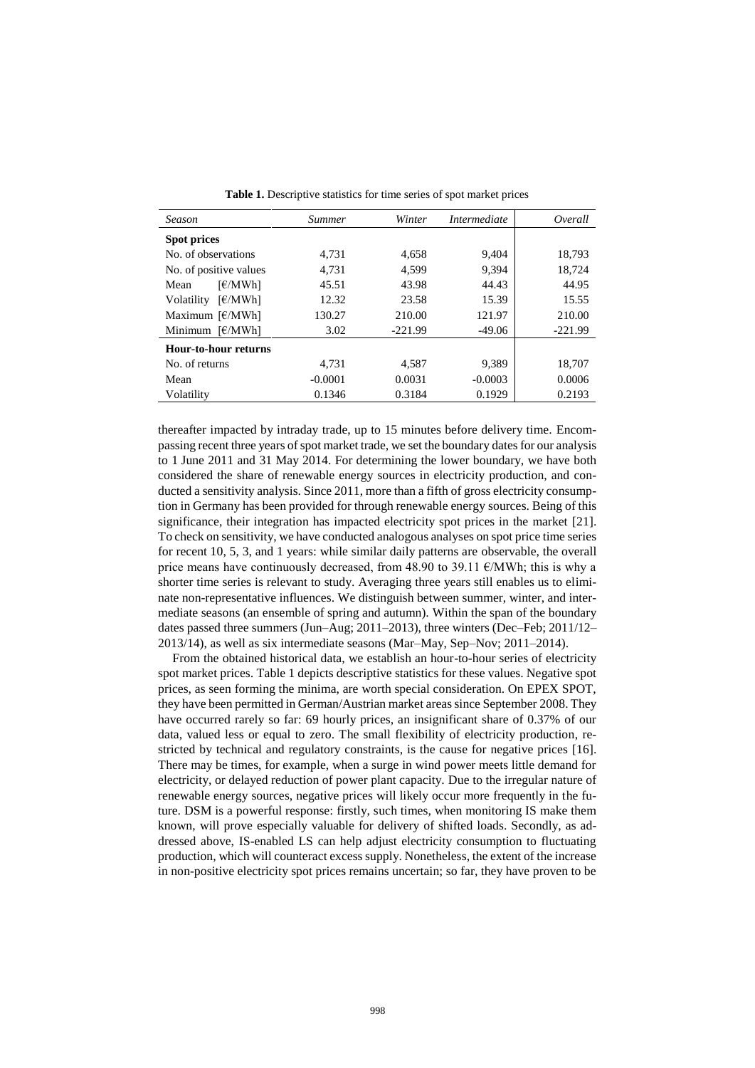**Table 1.** Descriptive statistics for time series of spot market prices

| *Season* | *Summer* | *Winter* | *Intermediate* | *Overall* |
|---|---|---|---|---|
| **Spot prices** | | | | |
| No. of observations | 4,731 | 4,658 | 9,404 | 18,793 |
| No. of positive values | 4,731 | 4,599 | 9,394 | 18,724 |
| Mean [€/MWh] | 45.51 | 43.98 | 44.43 | 44.95 |
| Volatility [€/MWh] | 12.32 | 23.58 | 15.39 | 15.55 |
| Maximum [€/MWh] | 130.27 | 210.00 | 121.97 | 210.00 |
| Minimum [€/MWh] | 3.02 | -221.99 | -49.06 | -221.99 |
| **Hour-to-hour returns** | | | | |
| No. of returns | 4,731 | 4,587 | 9,389 | 18,707 |
| Mean | -0.0001 | 0.0031 | -0.0003 | 0.0006 |
| Volatility | 0.1346 | 0.3184 | 0.1929 | 0.2193 |

thereafter impacted by intraday trade, up to 15 minutes before delivery time. Encompassing recent three years of spot market trade, we set the boundary dates for our analysis to 1 June 2011 and 31 May 2014. For determining the lower boundary, we have both considered the share of renewable energy sources in electricity production, and conducted a sensitivity analysis. Since 2011, more than a fifth of gross electricity consumption in Germany has been provided for through renewable energy sources. Being of this significance, their integration has impacted electricity spot prices in the market [21]. To check on sensitivity, we have conducted analogous analyses on spot price time series for recent 10, 5, 3, and 1 years: while similar daily patterns are observable, the overall price means have continuously decreased, from 48.90 to 39.11 €/MWh; this is why a shorter time series is relevant to study. Averaging three years still enables us to eliminate non-representative influences. We distinguish between summer, winter, and intermediate seasons (an ensemble of spring and autumn). Within the span of the boundary dates passed three summers (Jun–Aug; 2011–2013), three winters (Dec–Feb; 2011/12–2013/14), as well as six intermediate seasons (Mar–May, Sep–Nov; 2011–2014).

From the obtained historical data, we establish an hour-to-hour series of electricity spot market prices. Table 1 depicts descriptive statistics for these values. Negative spot prices, as seen forming the minima, are worth special consideration. On EPEX SPOT, they have been permitted in German/Austrian market areas since September 2008. They have occurred rarely so far: 69 hourly prices, an insignificant share of 0.37% of our data, valued less or equal to zero. The small flexibility of electricity production, restricted by technical and regulatory constraints, is the cause for negative prices [16]. There may be times, for example, when a surge in wind power meets little demand for electricity, or delayed reduction of power plant capacity. Due to the irregular nature of renewable energy sources, negative prices will likely occur more frequently in the future. DSM is a powerful response: firstly, such times, when monitoring IS make them known, will prove especially valuable for delivery of shifted loads. Secondly, as addressed above, IS-enabled LS can help adjust electricity consumption to fluctuating production, which will counteract excess supply. Nonetheless, the extent of the increase in non-positive electricity spot prices remains uncertain; so far, they have proven to be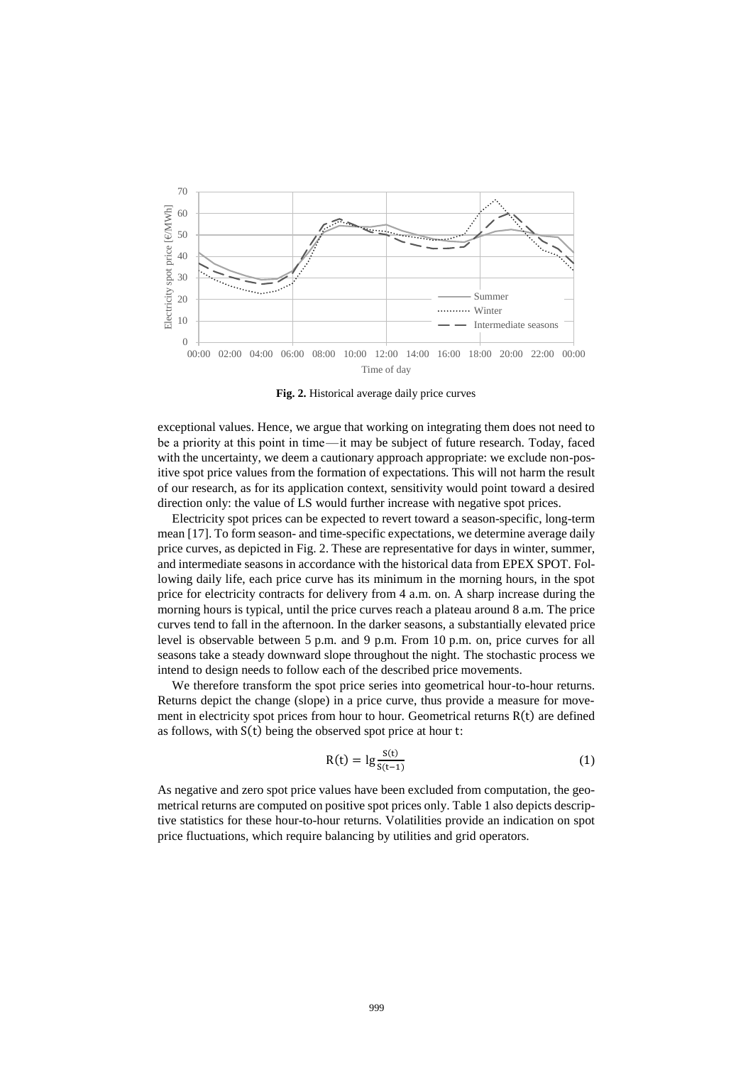Fig. 2. Historical average daily price curves

exceptional values. Hence, we argue that working on integrating them does not need to be a priority at this point in time—it may be subject of future research. Today, faced with the uncertainty, we deem a cautionary approach appropriate: we exclude non-positive spot price values from the formation of expectations. This will not harm the result of our research, as for its application context, sensitivity would point toward a desired direction only: the value of LS would further increase with negative spot prices.

Electricity spot prices can be expected to revert toward a season-specific, long-term mean [17]. To form season- and time-specific expectations, we determine average daily price curves, as depicted in Fig. 2. These are representative for days in winter, summer, and intermediate seasons in accordance with the historical data from EPEX SPOT. Following daily life, each price curve has its minimum in the morning hours, in the spot price for electricity contracts for delivery from 4 a.m. on. A sharp increase during the morning hours is typical, until the price curves reach a plateau around 8 a.m. The price curves tend to fall in the afternoon. In the darker seasons, a substantially elevated price level is observable between 5 p.m. and 9 p.m. From 10 p.m. on, price curves for all seasons take a steady downward slope throughout the night. The stochastic process we intend to design needs to follow each of the described price movements.

We therefore transform the spot price series into geometrical hour-to-hour returns. Returns depict the change (slope) in a price curve, thus provide a measure for movement in electricity spot prices from hour to hour. Geometrical returns $R(t)$ are defined as follows, with $S(t)$ being the observed spot price at hour $t$:

$$R(t) = \lg \frac{S(t)}{S(t-1)} \quad (1)$$

As negative and zero spot price values have been excluded from computation, the geometrical returns are computed on positive spot prices only. Table 1 also depicts descriptive statistics for these hour-to-hour returns. Volatilities provide an indication on spot price fluctuations, which require balancing by utilities and grid operators.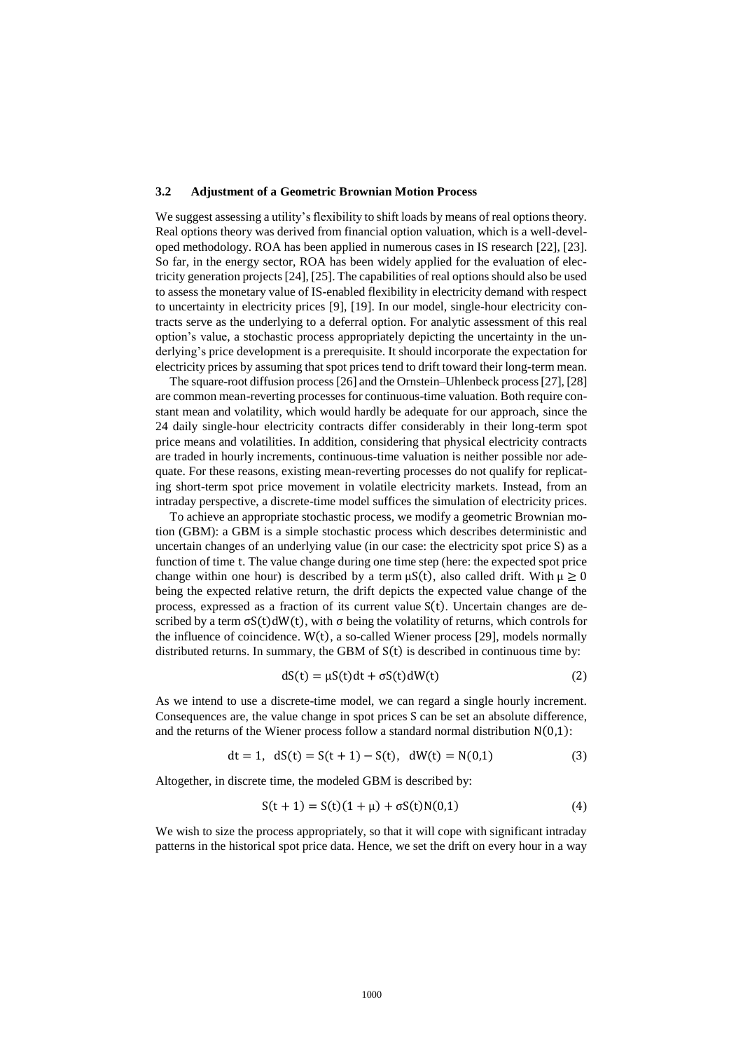### 3.2 Adjustment of a Geometric Brownian Motion Process

We suggest assessing a utility's flexibility to shift loads by means of real options theory. Real options theory was derived from financial option valuation, which is a well-developed methodology. ROA has been applied in numerous cases in IS research [22], [23]. So far, in the energy sector, ROA has been widely applied for the evaluation of electricity generation projects [24], [25]. The capabilities of real options should also be used to assess the monetary value of IS-enabled flexibility in electricity demand with respect to uncertainty in electricity prices [9], [19]. In our model, single-hour electricity contracts serve as the underlying to a deferral option. For analytic assessment of this real option's value, a stochastic process appropriately depicting the uncertainty in the underlying's price development is a prerequisite. It should incorporate the expectation for electricity prices by assuming that spot prices tend to drift toward their long-term mean.

The square-root diffusion process [26] and the Ornstein–Uhlenbeck process [27], [28] are common mean-reverting processes for continuous-time valuation. Both require constant mean and volatility, which would hardly be adequate for our approach, since the 24 daily single-hour electricity contracts differ considerably in their long-term spot price means and volatilities. In addition, considering that physical electricity contracts are traded in hourly increments, continuous-time valuation is neither possible nor adequate. For these reasons, existing mean-reverting processes do not qualify for replicating short-term spot price movement in volatile electricity markets. Instead, from an intraday perspective, a discrete-time model suffices the simulation of electricity prices.

To achieve an appropriate stochastic process, we modify a geometric Brownian motion (GBM): a GBM is a simple stochastic process which describes deterministic and uncertain changes of an underlying value (in our case: the electricity spot price $S$) as a function of time $t$. The value change during one time step (here: the expected spot price change within one hour) is described by a term $\mu S(t)$, also called drift. With $\mu \geq 0$ being the expected relative return, the drift depicts the expected value change of the process, expressed as a fraction of its current value $S(t)$. Uncertain changes are described by a term $\sigma S(t) dW(t)$, with $\sigma$ being the volatility of returns, which controls for the influence of coincidence. $W(t)$, a so-called Wiener process [29], models normally distributed returns. In summary, the GBM of $S(t)$ is described in continuous time by:

$$dS(t) = \mu S(t) dt + \sigma S(t) dW(t) \tag{2}$$

As we intend to use a discrete-time model, we can regard a single hourly increment. Consequences are, the value change in spot prices $S$ can be set an absolute difference, and the returns of the Wiener process follow a standard normal distribution $N(0,1)$:

$$dt = 1, \quad dS(t) = S(t+1) - S(t), \quad dW(t) = N(0,1) \tag{3}$$

Altogether, in discrete time, the modeled GBM is described by:

$$S(t+1) = S(t)(1+\mu) + \sigma S(t) N(0,1) \tag{4}$$

We wish to size the process appropriately, so that it will cope with significant intraday patterns in the historical spot price data. Hence, we set the drift on every hour in a way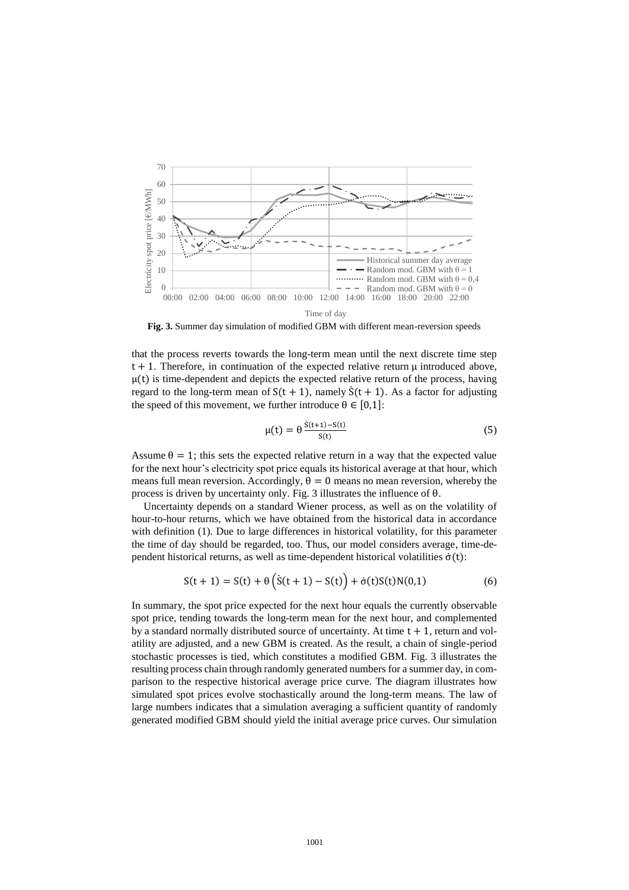**Fig. 3.** Summer day simulation of modified GBM with different mean-reversion speeds

that the process reverts towards the long-term mean until the next discrete time step $t + 1$. Therefore, in continuation of the expected relative return $\mu$ introduced above, $\mu(t)$ is time-dependent and depicts the expected relative return of the process, having regard to the long-term mean of $S(t + 1)$, namely $\dot{S}(t + 1)$. As a factor for adjusting the speed of this movement, we further introduce $\theta \in [0,1]$:

$$\mu(t) = \theta \frac{\dot{S}(t+1) - S(t)}{S(t)} \tag{5}$$

Assume $\theta = 1$; this sets the expected relative return in a way that the expected value for the next hour's electricity spot price equals its historical average at that hour, which means full mean reversion. Accordingly, $\theta = 0$ means no mean reversion, whereby the process is driven by uncertainty only. Fig. 3 illustrates the influence of $\theta$.

Uncertainty depends on a standard Wiener process, as well as on the volatility of hour-to-hour returns, which we have obtained from the historical data in accordance with definition (1). Due to large differences in historical volatility, for this parameter the time of day should be regarded, too. Thus, our model considers average, time-dependent historical returns, as well as time-dependent historical volatilities $\dot{\sigma}(t)$:

$$S(t + 1) = S(t) + \theta \left(\dot{S}(t + 1) - S(t)\right) + \dot{\sigma}(t)S(t)N(0,1) \tag{6}$$

In summary, the spot price expected for the next hour equals the currently observable spot price, tending towards the long-term mean for the next hour, and complemented by a standard normally distributed source of uncertainty. At time $t + 1$, return and volatility are adjusted, and a new GBM is created. As the result, a chain of single-period stochastic processes is tied, which constitutes a modified GBM. Fig. 3 illustrates the resulting process chain through randomly generated numbers for a summer day, in comparison to the respective historical average price curve. The diagram illustrates how simulated spot prices evolve stochastically around the long-term means. The law of large numbers indicates that a simulation averaging a sufficient quantity of randomly generated modified GBM should yield the initial average price curves. Our simulation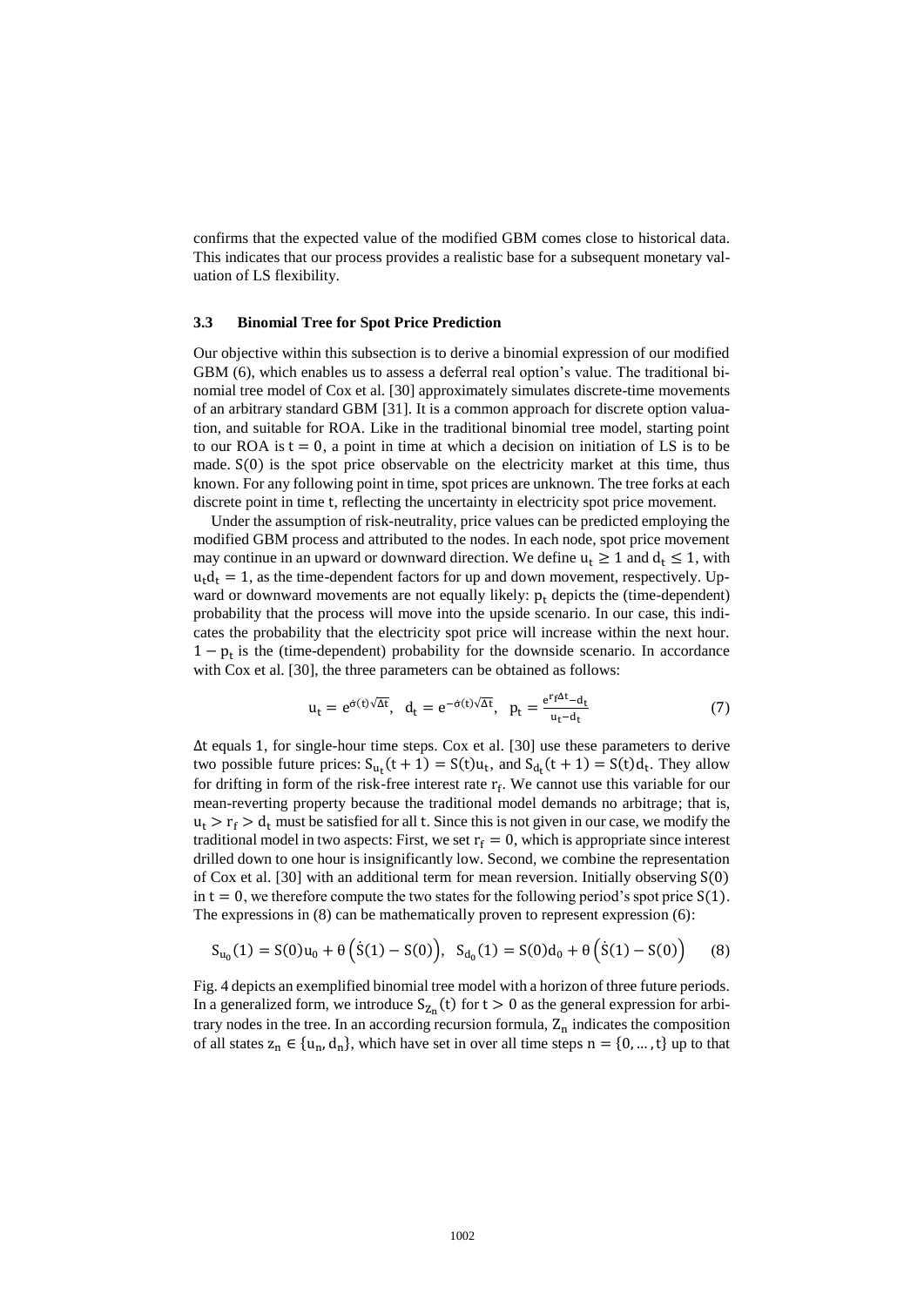confirms that the expected value of the modified GBM comes close to historical data. This indicates that our process provides a realistic base for a subsequent monetary valuation of LS flexibility.

### 3.3 Binomial Tree for Spot Price Prediction

Our objective within this subsection is to derive a binomial expression of our modified GBM (6), which enables us to assess a deferral real option's value. The traditional binomial tree model of Cox et al. [30] approximately simulates discrete-time movements of an arbitrary standard GBM [31]. It is a common approach for discrete option valuation, and suitable for ROA. Like in the traditional binomial tree model, starting point to our ROA is $t = 0$, a point in time at which a decision on initiation of LS is to be made. $S(0)$ is the spot price observable on the electricity market at this time, thus known. For any following point in time, spot prices are unknown. The tree forks at each discrete point in time $t$, reflecting the uncertainty in electricity spot price movement.

Under the assumption of risk-neutrality, price values can be predicted employing the modified GBM process and attributed to the nodes. In each node, spot price movement may continue in an upward or downward direction. We define $u_t \geq 1$ and $d_t \leq 1$, with $u_t d_t = 1$, as the time-dependent factors for up and down movement, respectively. Upward or downward movements are not equally likely: $p_t$ depicts the (time-dependent) probability that the process will move into the upside scenario. In our case, this indicates the probability that the electricity spot price will increase within the next hour. $1 - p_t$ is the (time-dependent) probability for the downside scenario. In accordance with Cox et al. [30], the three parameters can be obtained as follows:

$$u_t = e^{\acute{\sigma}(t)\sqrt{\Delta t}}, \quad d_t = e^{-\acute{\sigma}(t)\sqrt{\Delta t}}, \quad p_t = \frac{e^{r_f \Delta t} - d_t}{u_t - d_t} \tag{7}$$

$\Delta t$ equals 1, for single-hour time steps. Cox et al. [30] use these parameters to derive two possible future prices: $S_{u_t}(t+1) = S(t)u_t$, and $S_{d_t}(t+1) = S(t)d_t$. They allow for drifting in form of the risk-free interest rate $r_f$. We cannot use this variable for our mean-reverting property because the traditional model demands no arbitrage; that is, $u_t > r_f > d_t$ must be satisfied for all $t$. Since this is not given in our case, we modify the traditional model in two aspects: First, we set $r_f = 0$, which is appropriate since interest drilled down to one hour is insignificantly low. Second, we combine the representation of Cox et al. [30] with an additional term for mean reversion. Initially observing $S(0)$ in $t = 0$, we therefore compute the two states for the following period's spot price $S(1)$. The expressions in (8) can be mathematically proven to represent expression (6):

$$S_{u_0}(1) = S(0)u_0 + \theta\left(\dot{S}(1) - S(0)\right), \quad S_{d_0}(1) = S(0)d_0 + \theta\left(\dot{S}(1) - S(0)\right) \tag{8}$$

Fig. 4 depicts an exemplified binomial tree model with a horizon of three future periods. In a generalized form, we introduce $S_{Z_n}(t)$ for $t > 0$ as the general expression for arbitrary nodes in the tree. In an according recursion formula, $Z_n$ indicates the composition of all states $z_n \in \{u_n, d_n\}$, which have set in over all time steps $n = \{0, \dots, t\}$ up to that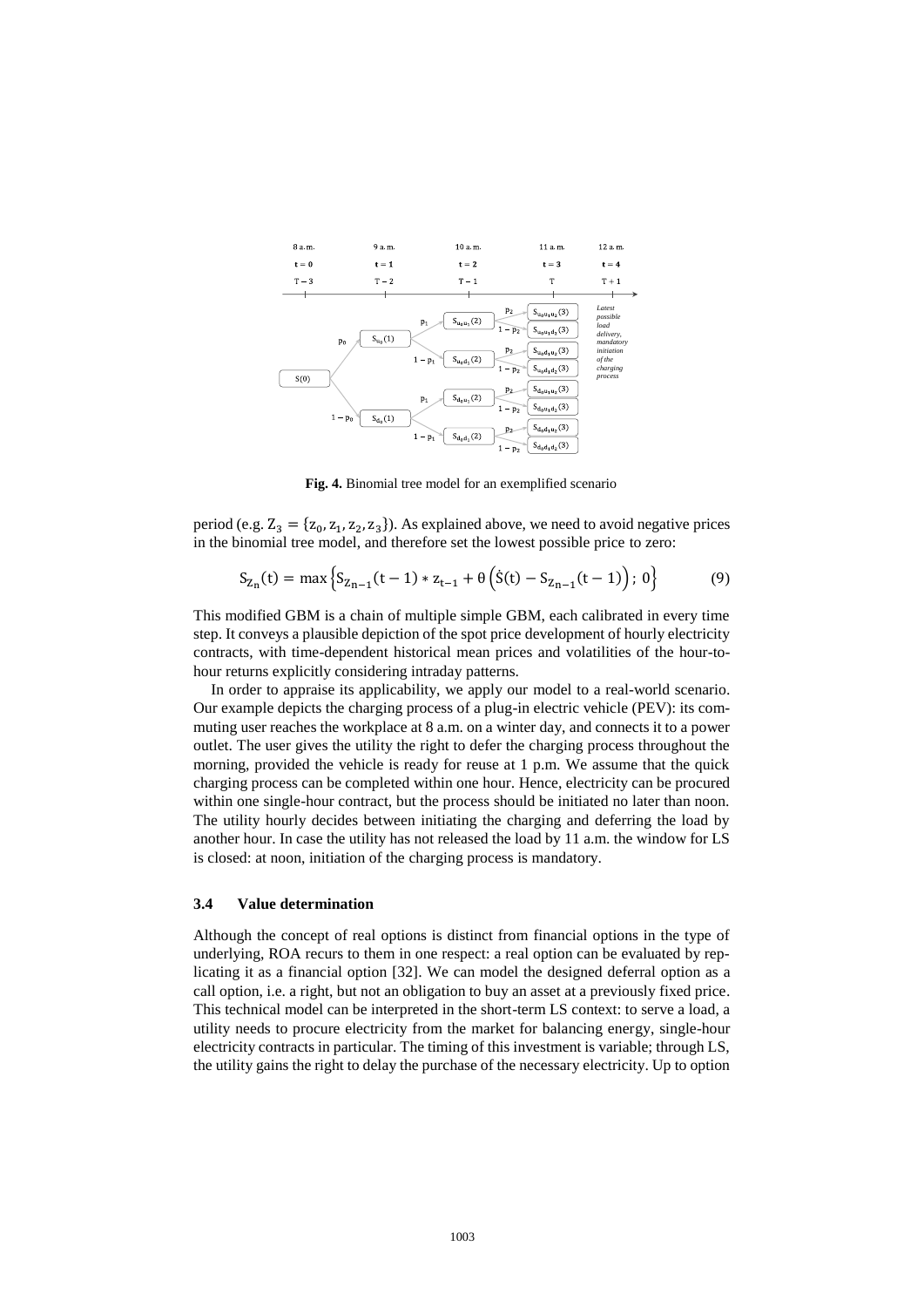**Fig. 4.** Binomial tree model for an exemplified scenario

period (e.g. $Z_3 = \{z_0, z_1, z_2, z_3\}$). As explained above, we need to avoid negative prices in the binomial tree model, and therefore set the lowest possible price to zero:

$$S_{Z_n}(t) = \max\left\{S_{Z_{n-1}}(t-1) * z_{t-1} + \theta\left(\dot{S}(t) - S_{Z_{n-1}}(t-1)\right);\ 0\right\} \tag{9}$$

This modified GBM is a chain of multiple simple GBM, each calibrated in every time step. It conveys a plausible depiction of the spot price development of hourly electricity contracts, with time-dependent historical mean prices and volatilities of the hour-to-hour returns explicitly considering intraday patterns.

In order to appraise its applicability, we apply our model to a real-world scenario. Our example depicts the charging process of a plug-in electric vehicle (PEV): its commuting user reaches the workplace at 8 a.m. on a winter day, and connects it to a power outlet. The user gives the utility the right to defer the charging process throughout the morning, provided the vehicle is ready for reuse at 1 p.m. We assume that the quick charging process can be completed within one hour. Hence, electricity can be procured within one single-hour contract, but the process should be initiated no later than noon. The utility hourly decides between initiating the charging and deferring the load by another hour. In case the utility has not released the load by 11 a.m. the window for LS is closed: at noon, initiation of the charging process is mandatory.

### 3.4 Value determination

Although the concept of real options is distinct from financial options in the type of underlying, ROA recurs to them in one respect: a real option can be evaluated by replicating it as a financial option [32]. We can model the designed deferral option as a call option, i.e. a right, but not an obligation to buy an asset at a previously fixed price. This technical model can be interpreted in the short-term LS context: to serve a load, a utility needs to procure electricity from the market for balancing energy, single-hour electricity contracts in particular. The timing of this investment is variable; through LS, the utility gains the right to delay the purchase of the necessary electricity. Up to option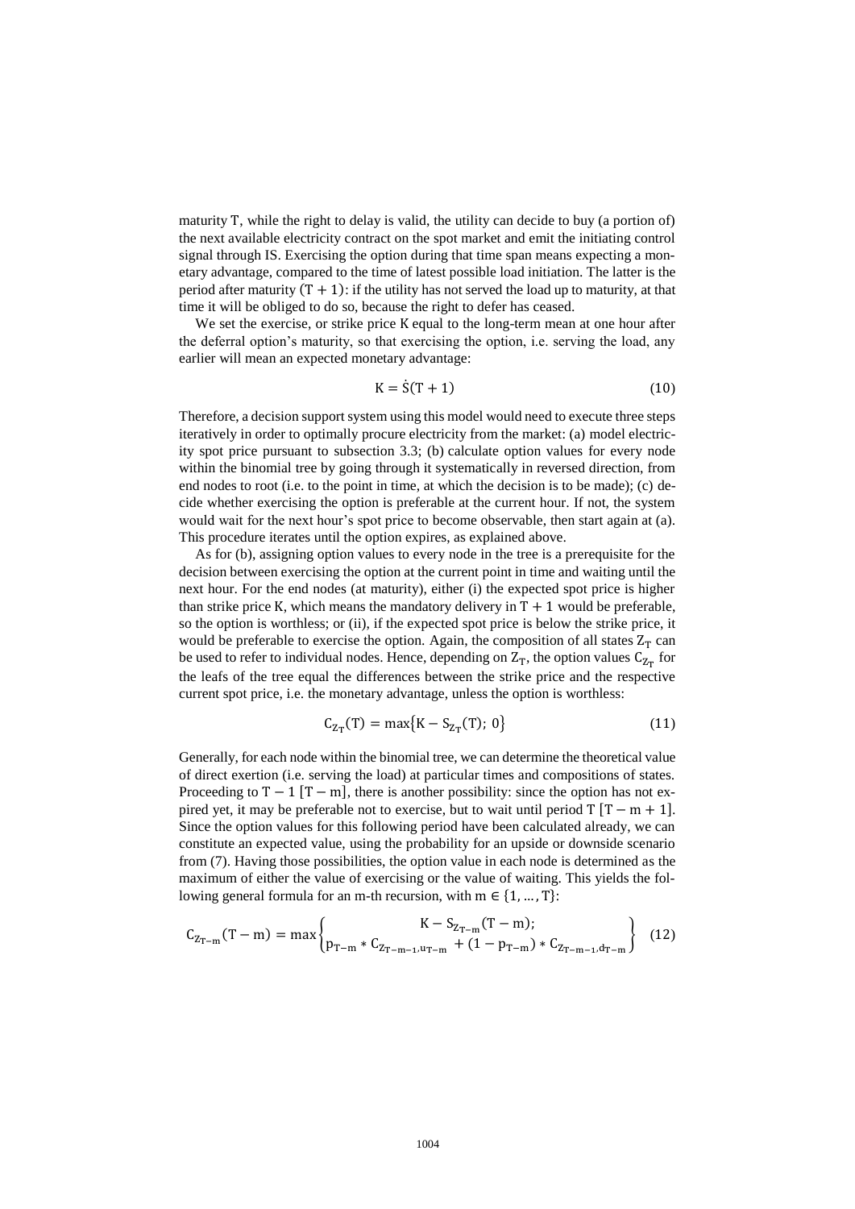maturity $\mathrm{T}$, while the right to delay is valid, the utility can decide to buy (a portion of) the next available electricity contract on the spot market and emit the initiating control signal through IS. Exercising the option during that time span means expecting a monetary advantage, compared to the time of latest possible load initiation. The latter is the period after maturity $(\mathrm{T}+1)$: if the utility has not served the load up to maturity, at that time it will be obliged to do so, because the right to defer has ceased.

We set the exercise, or strike price K equal to the long-term mean at one hour after the deferral option's maturity, so that exercising the option, i.e. serving the load, any earlier will mean an expected monetary advantage:

$$\mathrm{K} = \dot{\mathrm{S}}(\mathrm{T}+1) \tag{10}$$

Therefore, a decision support system using this model would need to execute three steps iteratively in order to optimally procure electricity from the market: (a) model electricity spot price pursuant to subsection 3.3; (b) calculate option values for every node within the binomial tree by going through it systematically in reversed direction, from end nodes to root (i.e. to the point in time, at which the decision is to be made); (c) decide whether exercising the option is preferable at the current hour. If not, the system would wait for the next hour's spot price to become observable, then start again at (a). This procedure iterates until the option expires, as explained above.

As for (b), assigning option values to every node in the tree is a prerequisite for the decision between exercising the option at the current point in time and waiting until the next hour. For the end nodes (at maturity), either (i) the expected spot price is higher than strike price K, which means the mandatory delivery in $\mathrm{T}+1$ would be preferable, so the option is worthless; or (ii), if the expected spot price is below the strike price, it would be preferable to exercise the option. Again, the composition of all states $\mathrm{Z_T}$ can be used to refer to individual nodes. Hence, depending on $\mathrm{Z_T}$, the option values $\mathrm{C_{Z_T}}$ for the leafs of the tree equal the differences between the strike price and the respective current spot price, i.e. the monetary advantage, unless the option is worthless:

$$\mathrm{C_{Z_T}(T)} = \max\{\mathrm{K} - \mathrm{S_{Z_T}(T)};\ 0\} \tag{11}$$

Generally, for each node within the binomial tree, we can determine the theoretical value of direct exertion (i.e. serving the load) at particular times and compositions of states. Proceeding to $\mathrm{T}-1$ $[\mathrm{T}-\mathrm{m}]$, there is another possibility: since the option has not expired yet, it may be preferable not to exercise, but to wait until period $\mathrm{T}$ $[\mathrm{T}-\mathrm{m}+1]$. Since the option values for this following period have been calculated already, we can constitute an expected value, using the probability for an upside or downside scenario from (7). Having those possibilities, the option value in each node is determined as the maximum of either the value of exercising or the value of waiting. This yields the following general formula for an m-th recursion, with $\mathrm{m} \in \{1, \ldots, \mathrm{T}\}$:

$$\mathrm{C_{Z_{T-m}}(T-m)} = \max\left\{\begin{matrix} \mathrm{K} - \mathrm{S_{Z_{T-m}}(T-m)}; \\ \mathrm{p_{T-m}} * \mathrm{C_{Z_{T-m-1},u_{T-m}}} + (1-\mathrm{p_{T-m}}) * \mathrm{C_{Z_{T-m-1},d_{T-m}}} \end{matrix}\right\} \tag{12}$$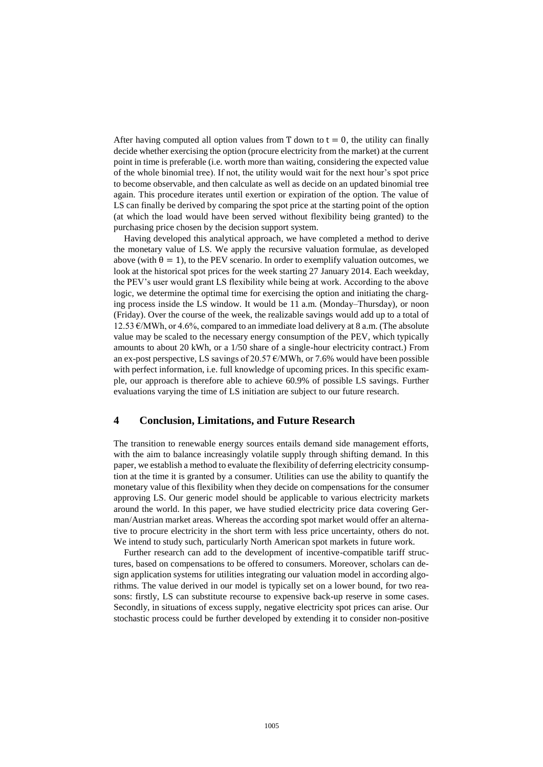After having computed all option values from $T$ down to $t = 0$, the utility can finally decide whether exercising the option (procure electricity from the market) at the current point in time is preferable (i.e. worth more than waiting, considering the expected value of the whole binomial tree). If not, the utility would wait for the next hour's spot price to become observable, and then calculate as well as decide on an updated binomial tree again. This procedure iterates until exertion or expiration of the option. The value of LS can finally be derived by comparing the spot price at the starting point of the option (at which the load would have been served without flexibility being granted) to the purchasing price chosen by the decision support system.

Having developed this analytical approach, we have completed a method to derive the monetary value of LS. We apply the recursive valuation formulae, as developed above (with $\theta = 1$), to the PEV scenario. In order to exemplify valuation outcomes, we look at the historical spot prices for the week starting 27 January 2014. Each weekday, the PEV's user would grant LS flexibility while being at work. According to the above logic, we determine the optimal time for exercising the option and initiating the charging process inside the LS window. It would be 11 a.m. (Monday–Thursday), or noon (Friday). Over the course of the week, the realizable savings would add up to a total of 12.53 €/MWh, or 4.6%, compared to an immediate load delivery at 8 a.m. (The absolute value may be scaled to the necessary energy consumption of the PEV, which typically amounts to about 20 kWh, or a 1/50 share of a single-hour electricity contract.) From an ex-post perspective, LS savings of 20.57 €/MWh, or 7.6% would have been possible with perfect information, i.e. full knowledge of upcoming prices. In this specific example, our approach is therefore able to achieve 60.9% of possible LS savings. Further evaluations varying the time of LS initiation are subject to our future research.

## 4 Conclusion, Limitations, and Future Research

The transition to renewable energy sources entails demand side management efforts, with the aim to balance increasingly volatile supply through shifting demand. In this paper, we establish a method to evaluate the flexibility of deferring electricity consumption at the time it is granted by a consumer. Utilities can use the ability to quantify the monetary value of this flexibility when they decide on compensations for the consumer approving LS. Our generic model should be applicable to various electricity markets around the world. In this paper, we have studied electricity price data covering German/Austrian market areas. Whereas the according spot market would offer an alternative to procure electricity in the short term with less price uncertainty, others do not. We intend to study such, particularly North American spot markets in future work.

Further research can add to the development of incentive-compatible tariff structures, based on compensations to be offered to consumers. Moreover, scholars can design application systems for utilities integrating our valuation model in according algorithms. The value derived in our model is typically set on a lower bound, for two reasons: firstly, LS can substitute recourse to expensive back-up reserve in some cases. Secondly, in situations of excess supply, negative electricity spot prices can arise. Our stochastic process could be further developed by extending it to consider non-positive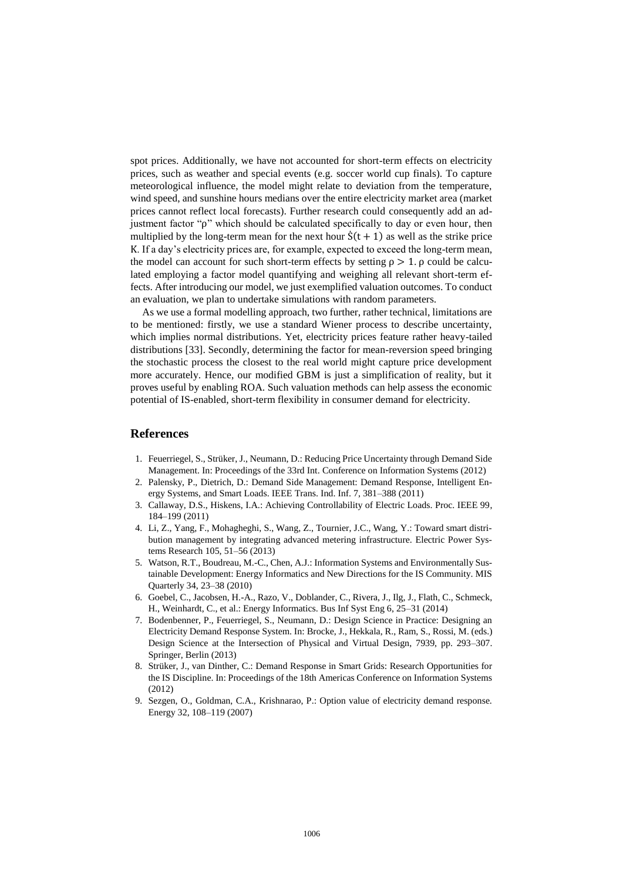spot prices. Additionally, we have not accounted for short-term effects on electricity prices, such as weather and special events (e.g. soccer world cup finals). To capture meteorological influence, the model might relate to deviation from the temperature, wind speed, and sunshine hours medians over the entire electricity market area (market prices cannot reflect local forecasts). Further research could consequently add an adjustment factor "ρ" which should be calculated specifically to day or even hour, then multiplied by the long-term mean for the next hour $\dot{S}(t+1)$ as well as the strike price K. If a day's electricity prices are, for example, expected to exceed the long-term mean, the model can account for such short-term effects by setting $\rho > 1$. ρ could be calculated employing a factor model quantifying and weighing all relevant short-term effects. After introducing our model, we just exemplified valuation outcomes. To conduct an evaluation, we plan to undertake simulations with random parameters.

As we use a formal modelling approach, two further, rather technical, limitations are to be mentioned: firstly, we use a standard Wiener process to describe uncertainty, which implies normal distributions. Yet, electricity prices feature rather heavy-tailed distributions [33]. Secondly, determining the factor for mean-reversion speed bringing the stochastic process the closest to the real world might capture price development more accurately. Hence, our modified GBM is just a simplification of reality, but it proves useful by enabling ROA. Such valuation methods can help assess the economic potential of IS-enabled, short-term flexibility in consumer demand for electricity.

## References

1. Feuerriegel, S., Strüker, J., Neumann, D.: Reducing Price Uncertainty through Demand Side Management. In: Proceedings of the 33rd Int. Conference on Information Systems (2012)
2. Palensky, P., Dietrich, D.: Demand Side Management: Demand Response, Intelligent Energy Systems, and Smart Loads. IEEE Trans. Ind. Inf. 7, 381–388 (2011)
3. Callaway, D.S., Hiskens, I.A.: Achieving Controllability of Electric Loads. Proc. IEEE 99, 184–199 (2011)
4. Li, Z., Yang, F., Mohagheghi, S., Wang, Z., Tournier, J.C., Wang, Y.: Toward smart distribution management by integrating advanced metering infrastructure. Electric Power Systems Research 105, 51–56 (2013)
5. Watson, R.T., Boudreau, M.-C., Chen, A.J.: Information Systems and Environmentally Sustainable Development: Energy Informatics and New Directions for the IS Community. MIS Quarterly 34, 23–38 (2010)
6. Goebel, C., Jacobsen, H.-A., Razo, V., Doblander, C., Rivera, J., Ilg, J., Flath, C., Schmeck, H., Weinhardt, C., et al.: Energy Informatics. Bus Inf Syst Eng 6, 25–31 (2014)
7. Bodenbenner, P., Feuerriegel, S., Neumann, D.: Design Science in Practice: Designing an Electricity Demand Response System. In: Brocke, J., Hekkala, R., Ram, S., Rossi, M. (eds.) Design Science at the Intersection of Physical and Virtual Design, 7939, pp. 293–307. Springer, Berlin (2013)
8. Strüker, J., van Dinther, C.: Demand Response in Smart Grids: Research Opportunities for the IS Discipline. In: Proceedings of the 18th Americas Conference on Information Systems (2012)
9. Sezgen, O., Goldman, C.A., Krishnarao, P.: Option value of electricity demand response. Energy 32, 108–119 (2007)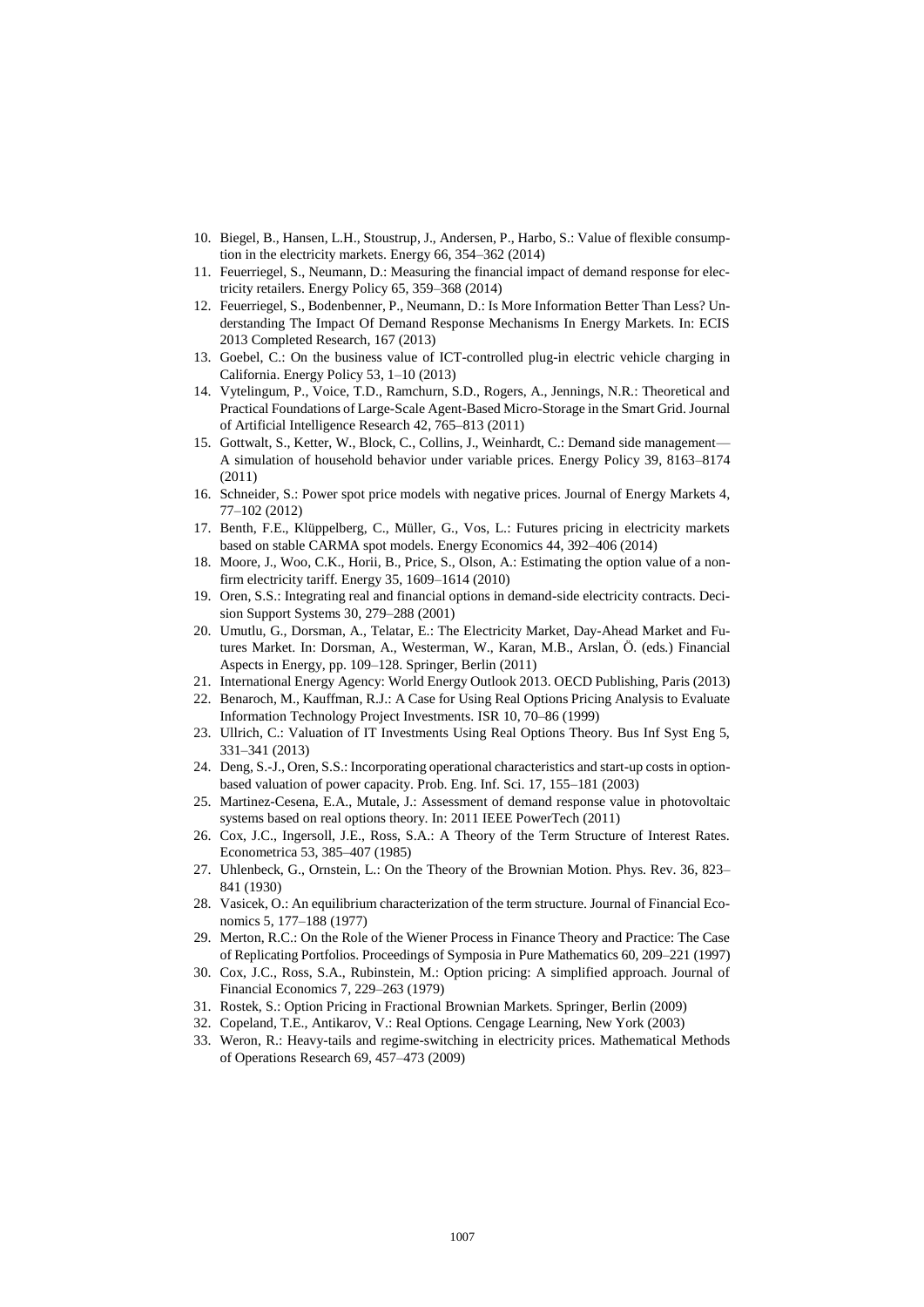10. Biegel, B., Hansen, L.H., Stoustrup, J., Andersen, P., Harbo, S.: Value of flexible consumption in the electricity markets. Energy 66, 354–362 (2014)
11. Feuerriegel, S., Neumann, D.: Measuring the financial impact of demand response for electricity retailers. Energy Policy 65, 359–368 (2014)
12. Feuerriegel, S., Bodenbenner, P., Neumann, D.: Is More Information Better Than Less? Understanding The Impact Of Demand Response Mechanisms In Energy Markets. In: ECIS 2013 Completed Research, 167 (2013)
13. Goebel, C.: On the business value of ICT-controlled plug-in electric vehicle charging in California. Energy Policy 53, 1–10 (2013)
14. Vytelingum, P., Voice, T.D., Ramchurn, S.D., Rogers, A., Jennings, N.R.: Theoretical and Practical Foundations of Large-Scale Agent-Based Micro-Storage in the Smart Grid. Journal of Artificial Intelligence Research 42, 765–813 (2011)
15. Gottwalt, S., Ketter, W., Block, C., Collins, J., Weinhardt, C.: Demand side management—A simulation of household behavior under variable prices. Energy Policy 39, 8163–8174 (2011)
16. Schneider, S.: Power spot price models with negative prices. Journal of Energy Markets 4, 77–102 (2012)
17. Benth, F.E., Klüppelberg, C., Müller, G., Vos, L.: Futures pricing in electricity markets based on stable CARMA spot models. Energy Economics 44, 392–406 (2014)
18. Moore, J., Woo, C.K., Horii, B., Price, S., Olson, A.: Estimating the option value of a non-firm electricity tariff. Energy 35, 1609–1614 (2010)
19. Oren, S.S.: Integrating real and financial options in demand-side electricity contracts. Decision Support Systems 30, 279–288 (2001)
20. Umutlu, G., Dorsman, A., Telatar, E.: The Electricity Market, Day-Ahead Market and Futures Market. In: Dorsman, A., Westerman, W., Karan, M.B., Arslan, Ö. (eds.) Financial Aspects in Energy, pp. 109–128. Springer, Berlin (2011)
21. International Energy Agency: World Energy Outlook 2013. OECD Publishing, Paris (2013)
22. Benaroch, M., Kauffman, R.J.: A Case for Using Real Options Pricing Analysis to Evaluate Information Technology Project Investments. ISR 10, 70–86 (1999)
23. Ullrich, C.: Valuation of IT Investments Using Real Options Theory. Bus Inf Syst Eng 5, 331–341 (2013)
24. Deng, S.-J., Oren, S.S.: Incorporating operational characteristics and start-up costs in option-based valuation of power capacity. Prob. Eng. Inf. Sci. 17, 155–181 (2003)
25. Martinez-Cesena, E.A., Mutale, J.: Assessment of demand response value in photovoltaic systems based on real options theory. In: 2011 IEEE PowerTech (2011)
26. Cox, J.C., Ingersoll, J.E., Ross, S.A.: A Theory of the Term Structure of Interest Rates. Econometrica 53, 385–407 (1985)
27. Uhlenbeck, G., Ornstein, L.: On the Theory of the Brownian Motion. Phys. Rev. 36, 823–841 (1930)
28. Vasicek, O.: An equilibrium characterization of the term structure. Journal of Financial Economics 5, 177–188 (1977)
29. Merton, R.C.: On the Role of the Wiener Process in Finance Theory and Practice: The Case of Replicating Portfolios. Proceedings of Symposia in Pure Mathematics 60, 209–221 (1997)
30. Cox, J.C., Ross, S.A., Rubinstein, M.: Option pricing: A simplified approach. Journal of Financial Economics 7, 229–263 (1979)
31. Rostek, S.: Option Pricing in Fractional Brownian Markets. Springer, Berlin (2009)
32. Copeland, T.E., Antikarov, V.: Real Options. Cengage Learning, New York (2003)
33. Weron, R.: Heavy-tails and regime-switching in electricity prices. Mathematical Methods of Operations Research 69, 457–473 (2009)